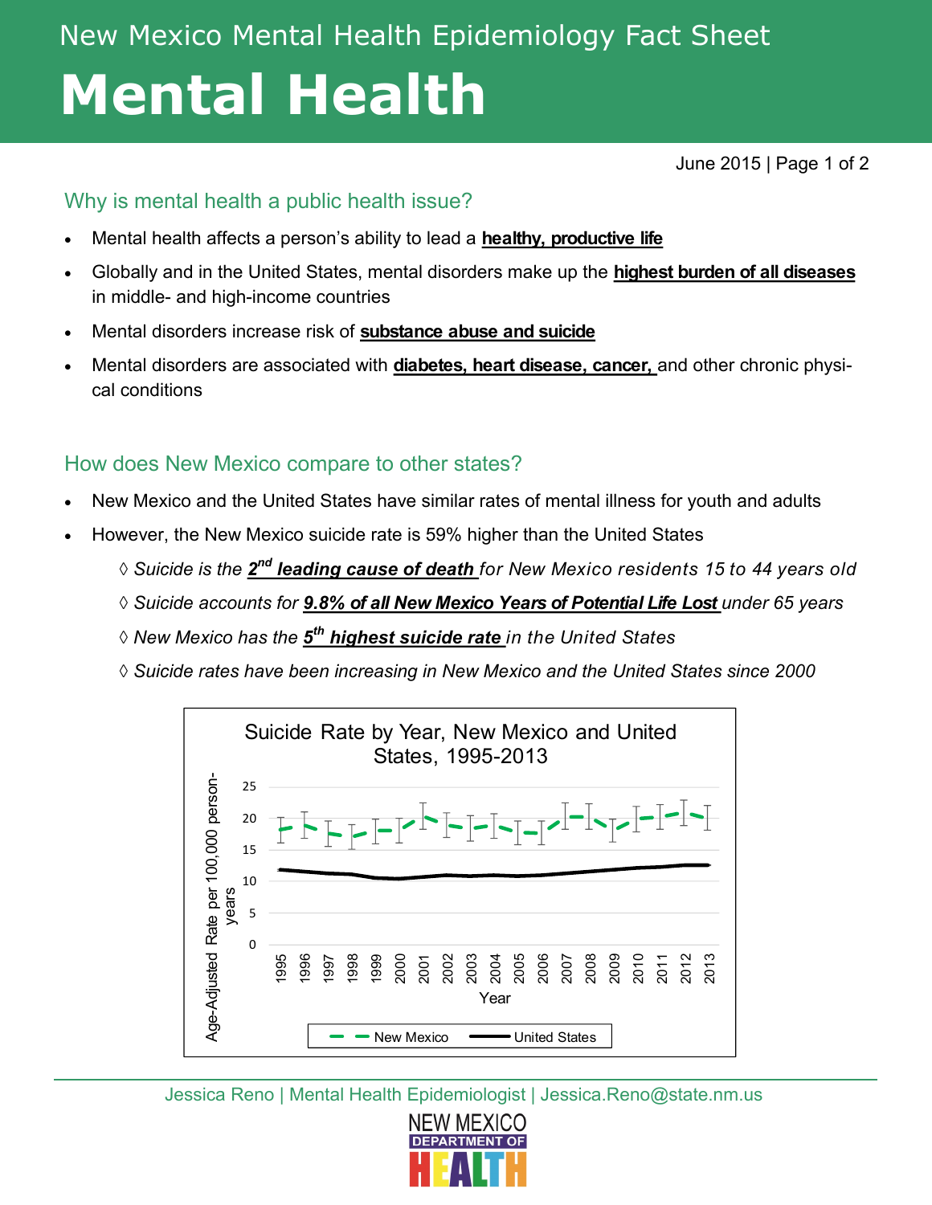# New Mexico Mental Health Epidemiology Fact Sheet

# Mental Health

June 2015

## Why is mental health a public health issue?

- Mental health affects a person's ability to lead a **healthy, productive life**
- Globally and in the United States, mental disorders make up the **highest burden of all diseases** in middle- and high-income countries
- Mental disorders increase risk of **substance abuse and suicide**
- Mental disorders are associated with **diabetes, heart disease, cancer,** and other chronic physical conditions

## How does New Mexico compare to other states?

- New Mexico and the United States have similar rates of mental illness for youth and adults
- However, the New Mexico suicide rate is 59% higher than the United States
  - ◊ *Suicide is the **2nd leading cause of death** for New Mexico residents 15 to 44 years old*
  - ◊ *Suicide accounts for **9.8% of all New Mexico Years of Potential Life Lost** under 65 years*
  - ◊ *New Mexico has the **5th highest suicide rate** in the United States*
  - ◊ *Suicide rates have been increasing in New Mexico and the United States since 2000*

Suicide Rate by Year, New Mexico and United States, 1995-2013

Jessica Reno | Mental Health Epidemiologist | Jessica.Reno@state.nm.us

NEW MEXICO DEPARTMENT OF HEALTH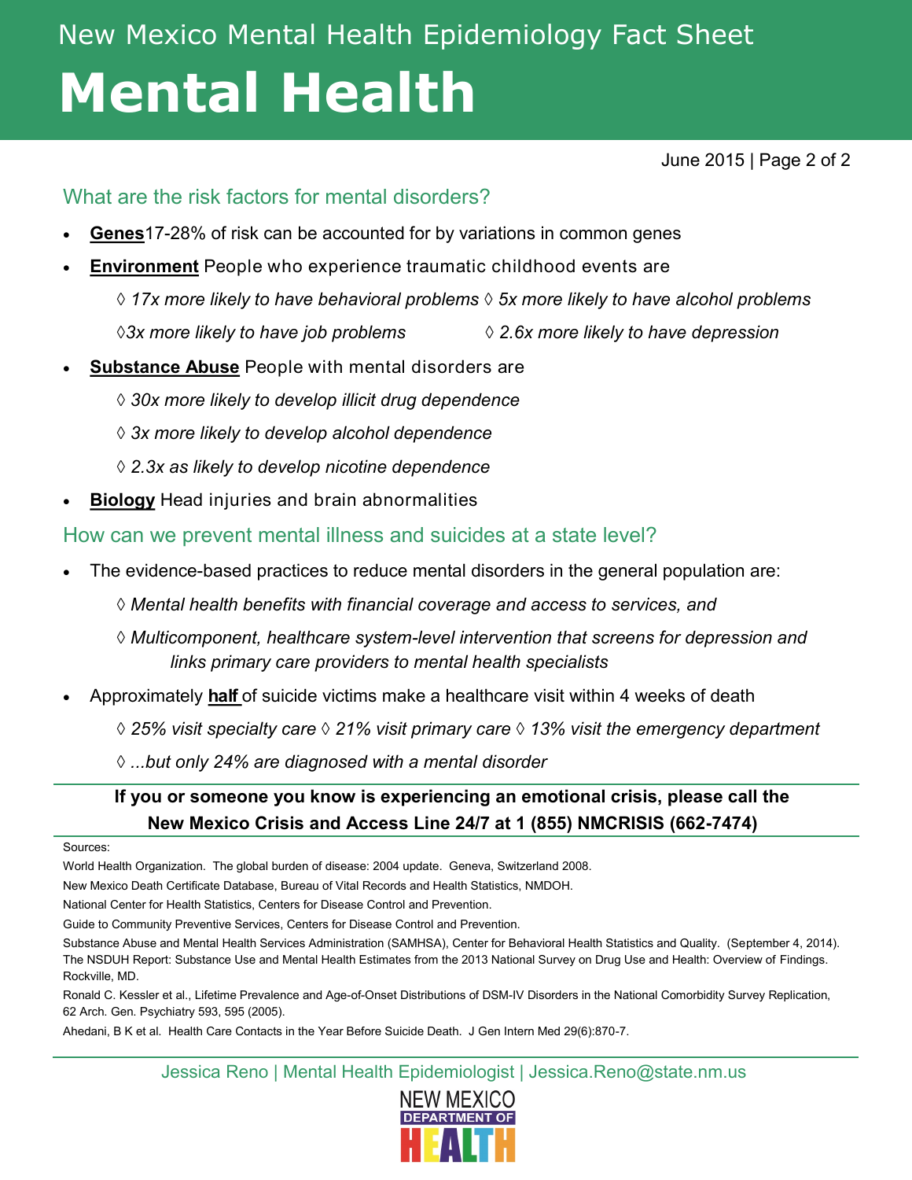# Mental Health

New Mexico Mental Health Epidemiology Fact Sheet

June 2015 | Page 2 of 2

## What are the risk factors for mental disorders?

- **Genes**17-28% of risk can be accounted for by variations in common genes
- **Environment** People who experience traumatic childhood events are
  - ◊ *17x more likely to have behavioral problems* ◊ *5x more likely to have alcohol problems*
  - ◊*3x more likely to have job problems* ◊ *2.6x more likely to have depression*
- **Substance Abuse** People with mental disorders are
  - ◊ *30x more likely to develop illicit drug dependence*
  - ◊ *3x more likely to develop alcohol dependence*
  - ◊ *2.3x as likely to develop nicotine dependence*
- **Biology** Head injuries and brain abnormalities

## How can we prevent mental illness and suicides at a state level?

- The evidence-based practices to reduce mental disorders in the general population are:
  - ◊ *Mental health benefits with financial coverage and access to services, and*
  - ◊ *Multicomponent, healthcare system-level intervention that screens for depression and links primary care providers to mental health specialists*
- Approximately **half** of suicide victims make a healthcare visit within 4 weeks of death
  - ◊ *25% visit specialty care* ◊ *21% visit primary care* ◊ *13% visit the emergency department*
  - ◊ *...but only 24% are diagnosed with a mental disorder*

**If you or someone you know is experiencing an emotional crisis, please call the New Mexico Crisis and Access Line 24/7 at 1 (855) NMCRISIS (662-7474)**

Sources:

World Health Organization. The global burden of disease: 2004 update. Geneva, Switzerland 2008.

New Mexico Death Certificate Database, Bureau of Vital Records and Health Statistics, NMDOH.

National Center for Health Statistics, Centers for Disease Control and Prevention.

Guide to Community Preventive Services, Centers for Disease Control and Prevention.

Substance Abuse and Mental Health Services Administration (SAMHSA), Center for Behavioral Health Statistics and Quality. (September 4, 2014). The NSDUH Report: Substance Use and Mental Health Estimates from the 2013 National Survey on Drug Use and Health: Overview of Findings. Rockville, MD.

Ronald C. Kessler et al., Lifetime Prevalence and Age-of-Onset Distributions of DSM-IV Disorders in the National Comorbidity Survey Replication, 62 Arch. Gen. Psychiatry 593, 595 (2005).

Ahedani, B K et al. Health Care Contacts in the Year Before Suicide Death. J Gen Intern Med 29(6):870-7.

Jessica Reno | Mental Health Epidemiologist | Jessica.Reno@state.nm.us

NEW MEXICO DEPARTMENT OF HEALTH